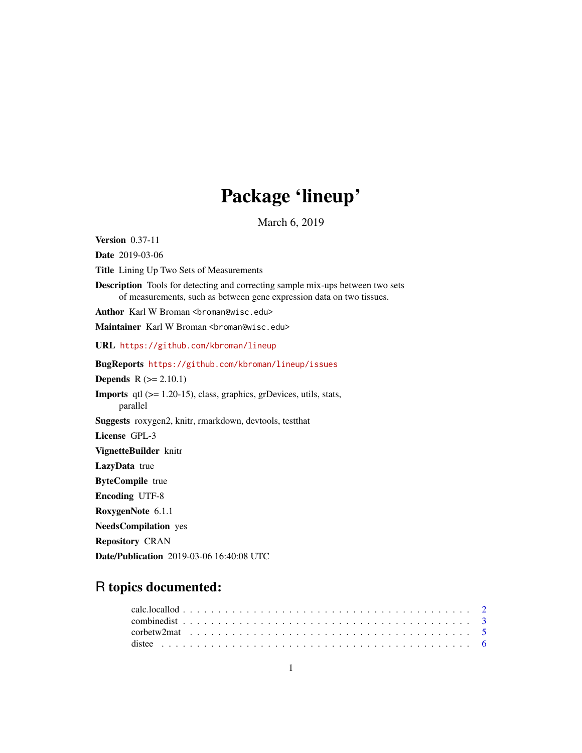# Package 'lineup'

March 6, 2019

**Version** 0.37-11

**Date** 2019-03-06

**Title** Lining Up Two Sets of Measurements

**Description** Tools for detecting and correcting sample mix-ups between two sets of measurements, such as between gene expression data on two tissues.

**Author** Karl W Broman <broman@wisc.edu>

**Maintainer** Karl W Broman <broman@wisc.edu>

**URL** https://github.com/kbroman/lineup

**BugReports** https://github.com/kbroman/lineup/issues

**Depends** R (>= 2.10.1)

**Imports** qtl (>= 1.20-15), class, graphics, grDevices, utils, stats, parallel

**Suggests** roxygen2, knitr, rmarkdown, devtools, testthat

**License** GPL-3

**VignetteBuilder** knitr

**LazyData** true

**ByteCompile** true

**Encoding** UTF-8

**RoxygenNote** 6.1.1

**NeedsCompilation** yes

**Repository** CRAN

**Date/Publication** 2019-03-06 16:40:08 UTC

## R topics documented:

calc.locallod . . . . . . . . . . . . . . . . . . . . . . . . . . . . . . . . . . . . . . . . 2
combinedist . . . . . . . . . . . . . . . . . . . . . . . . . . . . . . . . . . . . . . . . 3
corbetw2mat . . . . . . . . . . . . . . . . . . . . . . . . . . . . . . . . . . . . . . . . 5
distee . . . . . . . . . . . . . . . . . . . . . . . . . . . . . . . . . . . . . . . . . . . 6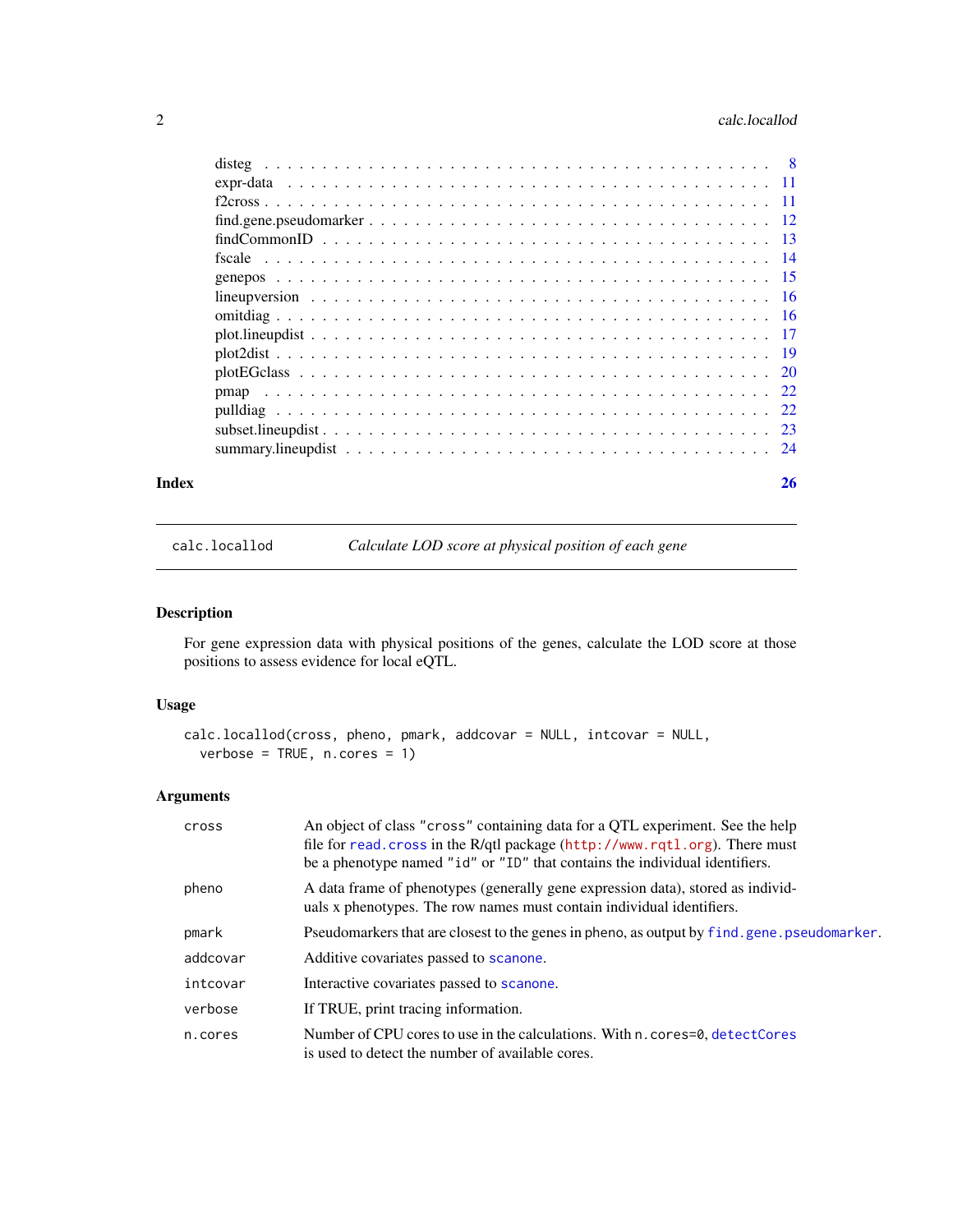disteg . . . . . . . . . . . . . . . . . . . . . . . . . . . . . . . . . . . . . . . . . . . 8
expr-data . . . . . . . . . . . . . . . . . . . . . . . . . . . . . . . . . . . . . . . . . . 11
f2cross . . . . . . . . . . . . . . . . . . . . . . . . . . . . . . . . . . . . . . . . . . . 11
find.gene.pseudomarker . . . . . . . . . . . . . . . . . . . . . . . . . . . . . . . . . . . 12
findCommonID . . . . . . . . . . . . . . . . . . . . . . . . . . . . . . . . . . . . . . . . 13
fscale . . . . . . . . . . . . . . . . . . . . . . . . . . . . . . . . . . . . . . . . . . . . 14
genepos . . . . . . . . . . . . . . . . . . . . . . . . . . . . . . . . . . . . . . . . . . . 15
lineupversion . . . . . . . . . . . . . . . . . . . . . . . . . . . . . . . . . . . . . . . . 16
omitdiag . . . . . . . . . . . . . . . . . . . . . . . . . . . . . . . . . . . . . . . . . . . 16
plot.lineupdist . . . . . . . . . . . . . . . . . . . . . . . . . . . . . . . . . . . . . . . 17
plot2dist . . . . . . . . . . . . . . . . . . . . . . . . . . . . . . . . . . . . . . . . . . 19
plotEGclass . . . . . . . . . . . . . . . . . . . . . . . . . . . . . . . . . . . . . . . . . 20
pmap . . . . . . . . . . . . . . . . . . . . . . . . . . . . . . . . . . . . . . . . . . . . . 22
pulldiag . . . . . . . . . . . . . . . . . . . . . . . . . . . . . . . . . . . . . . . . . . . 22
subset.lineupdist . . . . . . . . . . . . . . . . . . . . . . . . . . . . . . . . . . . . . . 23
summary.lineupdist . . . . . . . . . . . . . . . . . . . . . . . . . . . . . . . . . . . . . 24

**Index** **26**

---

`calc.locallod` *Calculate LOD score at physical position of each gene*

---

### Description

For gene expression data with physical positions of the genes, calculate the LOD score at those positions to assess evidence for local eQTL.

### Usage

```
calc.locallod(cross, pheno, pmark, addcovar = NULL, intcovar = NULL,
  verbose = TRUE, n.cores = 1)
```

### Arguments

| | |
|---|---|
| `cross` | An object of class `"cross"` containing data for a QTL experiment. See the help file for `read.cross` in the R/qtl package (`http://www.rqtl.org`). There must be a phenotype named `"id"` or `"ID"` that contains the individual identifiers. |
| `pheno` | A data frame of phenotypes (generally gene expression data), stored as individuals x phenotypes. The row names must contain individual identifiers. |
| `pmark` | Pseudomarkers that are closest to the genes in pheno, as output by `find.gene.pseudomarker`. |
| `addcovar` | Additive covariates passed to `scanone`. |
| `intcovar` | Interactive covariates passed to `scanone`. |
| `verbose` | If TRUE, print tracing information. |
| `n.cores` | Number of CPU cores to use in the calculations. With `n.cores=0`, `detectCores` is used to detect the number of available cores. |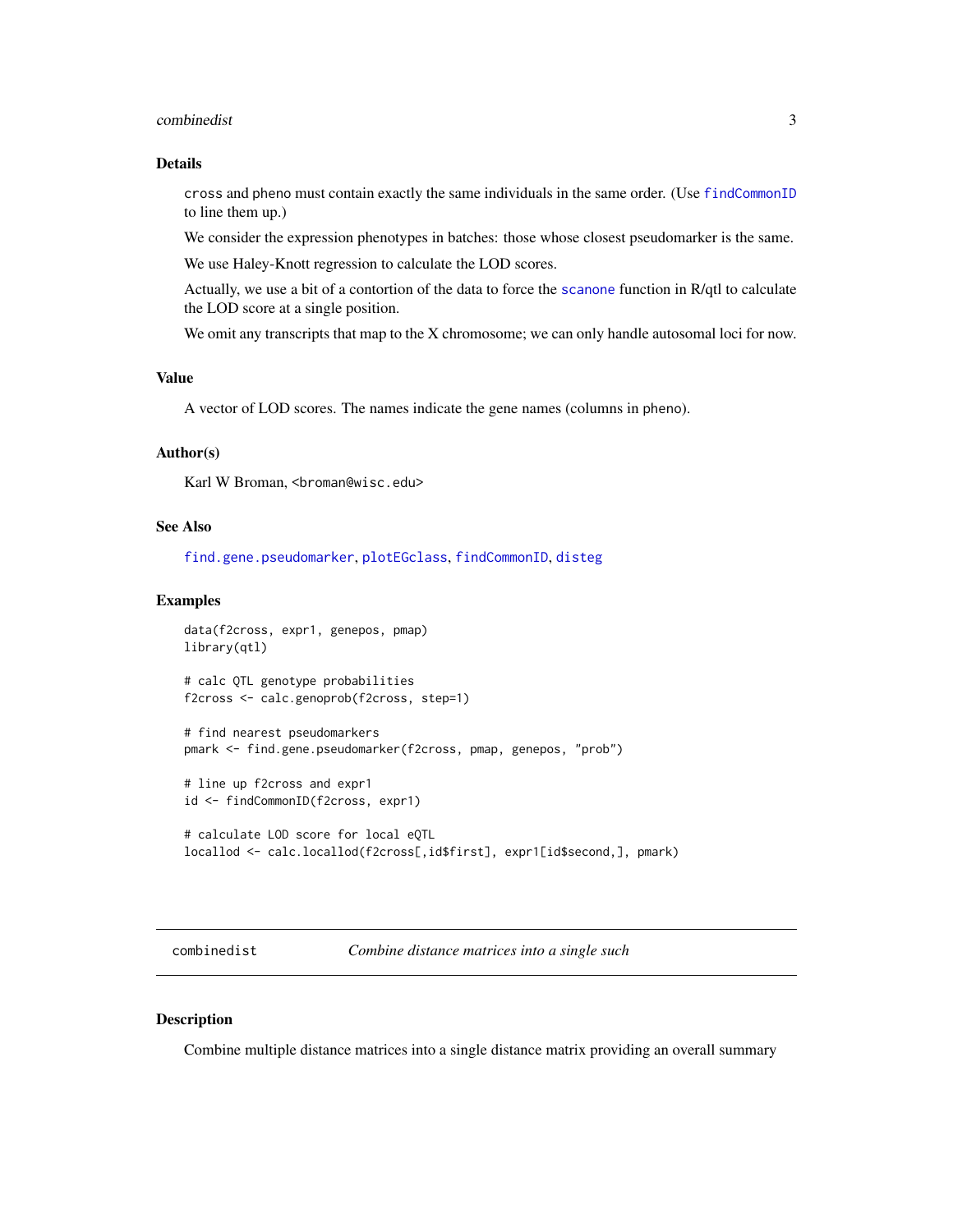### Details

`cross` and `pheno` must contain exactly the same individuals in the same order. (Use `findCommonID` to line them up.)

We consider the expression phenotypes in batches: those whose closest pseudomarker is the same.

We use Haley-Knott regression to calculate the LOD scores.

Actually, we use a bit of a contortion of the data to force the `scanone` function in R/qtl to calculate the LOD score at a single position.

We omit any transcripts that map to the X chromosome; we can only handle autosomal loci for now.

### Value

A vector of LOD scores. The names indicate the gene names (columns in pheno).

### Author(s)

Karl W Broman, <broman@wisc.edu>

### See Also

`find.gene.pseudomarker`, `plotEGclass`, `findCommonID`, `disteg`

### Examples

```
data(f2cross, expr1, genepos, pmap)
library(qtl)

# calc QTL genotype probabilities
f2cross <- calc.genoprob(f2cross, step=1)

# find nearest pseudomarkers
pmark <- find.gene.pseudomarker(f2cross, pmap, genepos, "prob")

# line up f2cross and expr1
id <- findCommonID(f2cross, expr1)

# calculate LOD score for local eQTL
locallod <- calc.locallod(f2cross[,id$first], expr1[id$second,], pmark)
```

---

## combinedist — *Combine distance matrices into a single such*

### Description

Combine multiple distance matrices into a single distance matrix providing an overall summary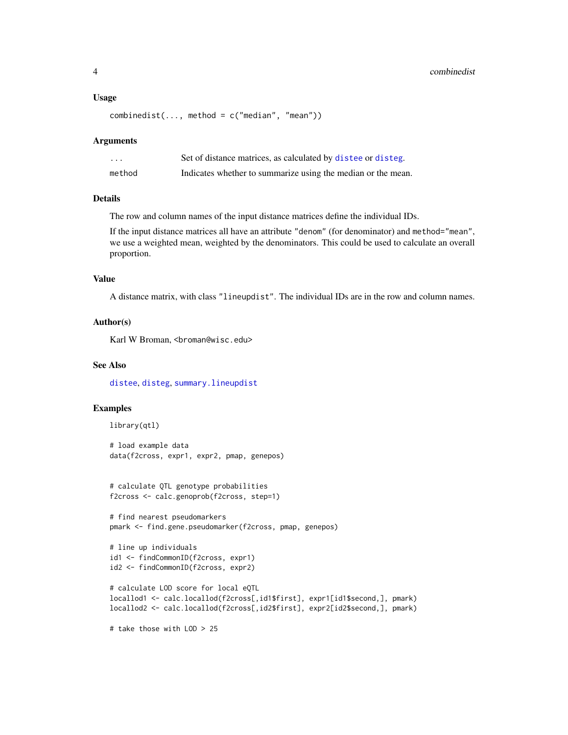### Usage

```
combinedist(..., method = c("median", "mean"))
```

### Arguments

| | |
|---|---|
| ... | Set of distance matrices, as calculated by distee or disteg. |
| method | Indicates whether to summarize using the median or the mean. |

### Details

The row and column names of the input distance matrices define the individual IDs.

If the input distance matrices all have an attribute "denom" (for denominator) and method="mean", we use a weighted mean, weighted by the denominators. This could be used to calculate an overall proportion.

### Value

A distance matrix, with class "lineupdist". The individual IDs are in the row and column names.

### Author(s)

Karl W Broman, <broman@wisc.edu>

### See Also

distee, disteg, summary.lineupdist

### Examples

```
library(qtl)

# load example data
data(f2cross, expr1, expr2, pmap, genepos)


# calculate QTL genotype probabilities
f2cross <- calc.genoprob(f2cross, step=1)

# find nearest pseudomarkers
pmark <- find.gene.pseudomarker(f2cross, pmap, genepos)

# line up individuals
id1 <- findCommonID(f2cross, expr1)
id2 <- findCommonID(f2cross, expr2)

# calculate LOD score for local eQTL
locallod1 <- calc.locallod(f2cross[,id1$first], expr1[id1$second,], pmark)
locallod2 <- calc.locallod(f2cross[,id2$first], expr2[id2$second,], pmark)

# take those with LOD > 25
```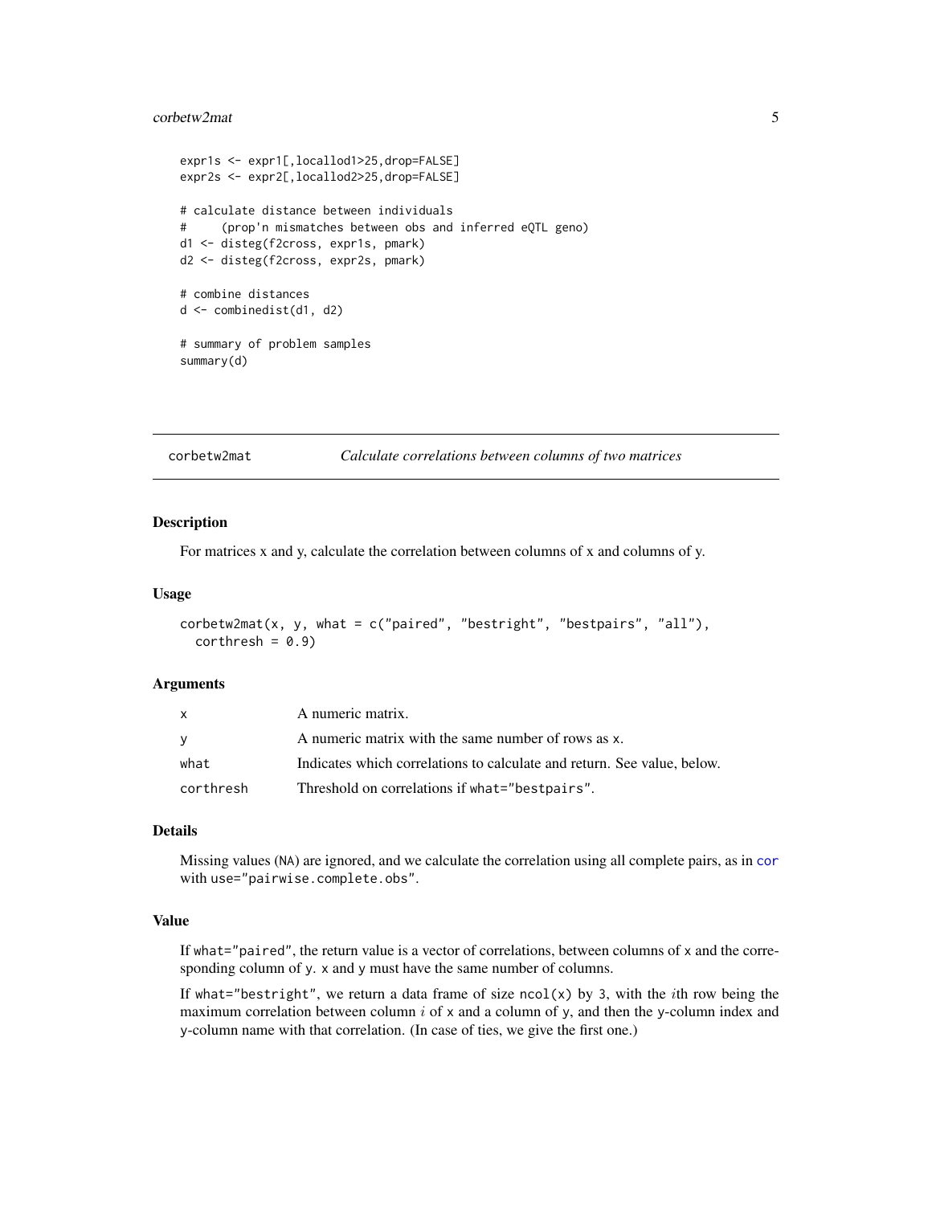```
expr1s <- expr1[,locallod1>25,drop=FALSE]
expr2s <- expr2[,locallod2>25,drop=FALSE]

# calculate distance between individuals
#     (prop'n mismatches between obs and inferred eQTL geno)
d1 <- disteg(f2cross, expr1s, pmark)
d2 <- disteg(f2cross, expr2s, pmark)

# combine distances
d <- combinedist(d1, d2)

# summary of problem samples
summary(d)
```

---

## corbetw2mat — *Calculate correlations between columns of two matrices*

### Description

For matrices x and y, calculate the correlation between columns of x and columns of y.

### Usage

```
corbetw2mat(x, y, what = c("paired", "bestright", "bestpairs", "all"),
  corthresh = 0.9)
```

### Arguments

| | |
|---|---|
| `x` | A numeric matrix. |
| `y` | A numeric matrix with the same number of rows as x. |
| `what` | Indicates which correlations to calculate and return. See value, below. |
| `corthresh` | Threshold on correlations if `what="bestpairs"`. |

### Details

Missing values (`NA`) are ignored, and we calculate the correlation using all complete pairs, as in `cor` with `use="pairwise.complete.obs"`.

### Value

If `what="paired"`, the return value is a vector of correlations, between columns of `x` and the corresponding column of `y`. `x` and `y` must have the same number of columns.

If `what="bestright"`, we return a data frame of size `ncol(x)` by 3, with the $i$th row being the maximum correlation between column $i$ of `x` and a column of `y`, and then the `y`-column index and `y`-column name with that correlation. (In case of ties, we give the first one.)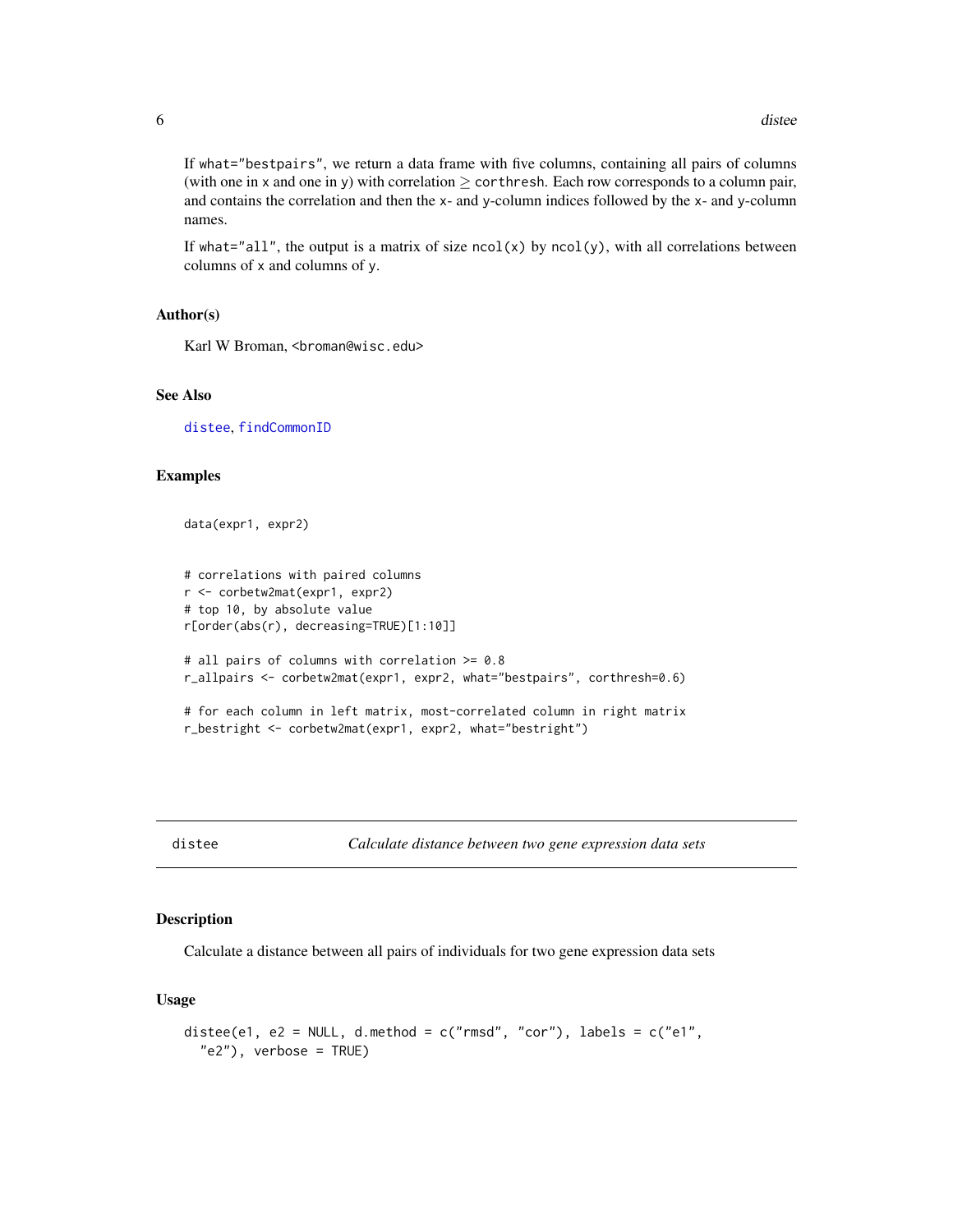If what="bestpairs", we return a data frame with five columns, containing all pairs of columns (with one in x and one in y) with correlation $\geq$ corthresh. Each row corresponds to a column pair, and contains the correlation and then the x- and y-column indices followed by the x- and y-column names.

If what="all", the output is a matrix of size ncol(x) by ncol(y), with all correlations between columns of x and columns of y.

### Author(s)

Karl W Broman, <broman@wisc.edu>

### See Also

distee, findCommonID

### Examples

```
data(expr1, expr2)


# correlations with paired columns
r <- corbetw2mat(expr1, expr2)
# top 10, by absolute value
r[order(abs(r), decreasing=TRUE)[1:10]]

# all pairs of columns with correlation >= 0.8
r_allpairs <- corbetw2mat(expr1, expr2, what="bestpairs", corthresh=0.6)

# for each column in left matrix, most-correlated column in right matrix
r_bestright <- corbetw2mat(expr1, expr2, what="bestright")
```

---

## distee — *Calculate distance between two gene expression data sets*

### Description

Calculate a distance between all pairs of individuals for two gene expression data sets

### Usage

```
distee(e1, e2 = NULL, d.method = c("rmsd", "cor"), labels = c("e1",
  "e2"), verbose = TRUE)
```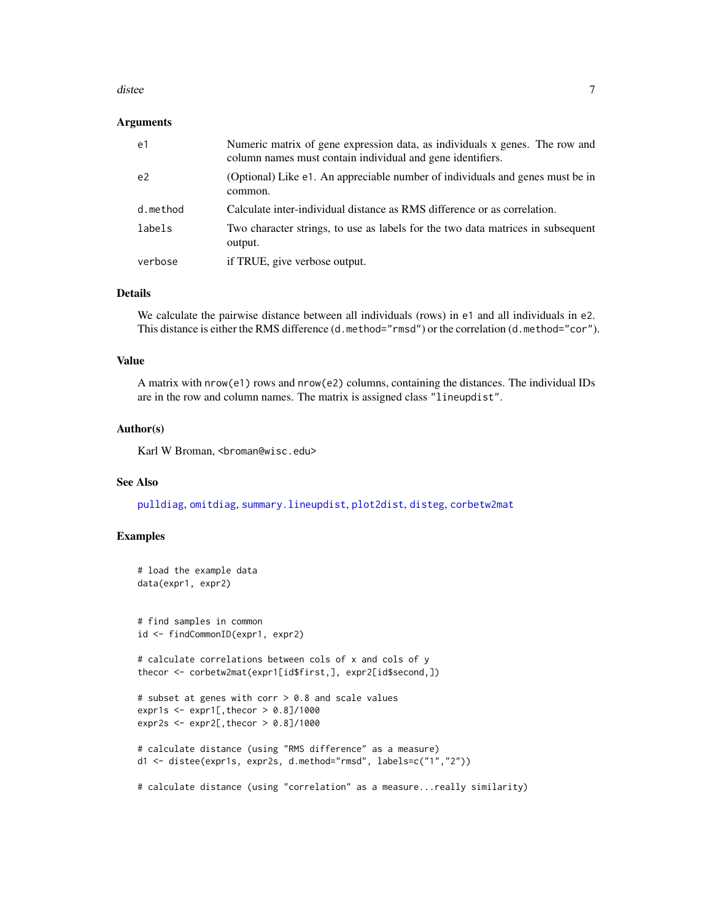## Arguments

| | |
|---|---|
| e1 | Numeric matrix of gene expression data, as individuals x genes. The row and column names must contain individual and gene identifiers. |
| e2 | (Optional) Like e1. An appreciable number of individuals and genes must be in common. |
| d.method | Calculate inter-individual distance as RMS difference or as correlation. |
| labels | Two character strings, to use as labels for the two data matrices in subsequent output. |
| verbose | if TRUE, give verbose output. |

## Details

We calculate the pairwise distance between all individuals (rows) in `e1` and all individuals in `e2`. This distance is either the RMS difference (`d.method="rmsd"`) or the correlation (`d.method="cor"`).

## Value

A matrix with `nrow(e1)` rows and `nrow(e2)` columns, containing the distances. The individual IDs are in the row and column names. The matrix is assigned class `"lineupdist"`.

## Author(s)

Karl W Broman, <broman@wisc.edu>

## See Also

`pulldiag`, `omitdiag`, `summary.lineupdist`, `plot2dist`, `disteg`, `corbetw2mat`

## Examples

```
# load the example data
data(expr1, expr2)


# find samples in common
id <- findCommonID(expr1, expr2)

# calculate correlations between cols of x and cols of y
thecor <- corbetw2mat(expr1[id$first,], expr2[id$second,])

# subset at genes with corr > 0.8 and scale values
expr1s <- expr1[,thecor > 0.8]/1000
expr2s <- expr2[,thecor > 0.8]/1000

# calculate distance (using "RMS difference" as a measure)
d1 <- distee(expr1s, expr2s, d.method="rmsd", labels=c("1","2"))

# calculate distance (using "correlation" as a measure...really similarity)
```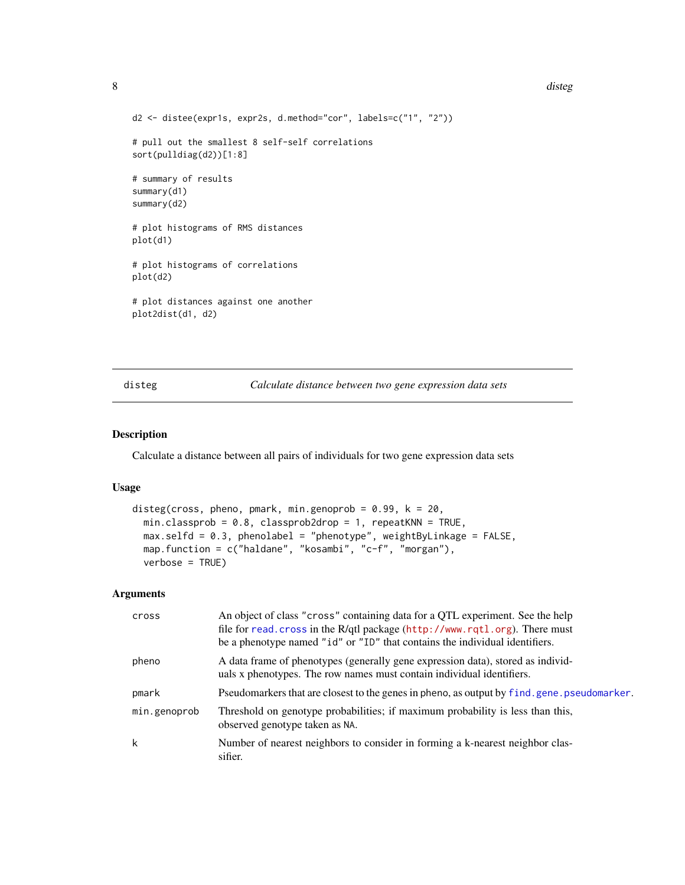```
d2 <- distee(expr1s, expr2s, d.method="cor", labels=c("1", "2"))

# pull out the smallest 8 self-self correlations
sort(pulldiag(d2))[1:8]

# summary of results
summary(d1)
summary(d2)

# plot histograms of RMS distances
plot(d1)

# plot histograms of correlations
plot(d2)

# plot distances against one another
plot2dist(d1, d2)
```

## disteg — *Calculate distance between two gene expression data sets*

### Description

Calculate a distance between all pairs of individuals for two gene expression data sets

### Usage

```
disteg(cross, pheno, pmark, min.genoprob = 0.99, k = 20,
  min.classprob = 0.8, classprob2drop = 1, repeatKNN = TRUE,
  max.selfd = 0.3, phenolabel = "phenotype", weightByLinkage = FALSE,
  map.function = c("haldane", "kosambi", "c-f", "morgan"),
  verbose = TRUE)
```

### Arguments

| | |
|---|---|
| `cross` | An object of class `"cross"` containing data for a QTL experiment. See the help file for `read.cross` in the R/qtl package (`http://www.rqtl.org`). There must be a phenotype named `"id"` or `"ID"` that contains the individual identifiers. |
| `pheno` | A data frame of phenotypes (generally gene expression data), stored as individuals x phenotypes. The row names must contain individual identifiers. |
| `pmark` | Pseudomarkers that are closest to the genes in pheno, as output by `find.gene.pseudomarker`. |
| `min.genoprob` | Threshold on genotype probabilities; if maximum probability is less than this, observed genotype taken as `NA`. |
| `k` | Number of nearest neighbors to consider in forming a k-nearest neighbor classifier. |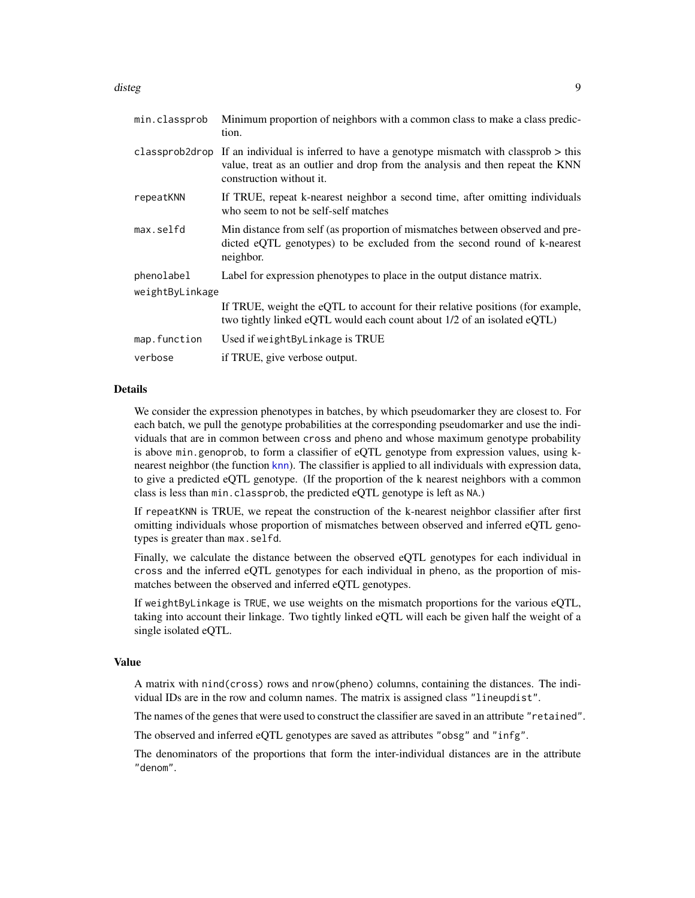| | |
|---|---|
| `min.classprob` | Minimum proportion of neighbors with a common class to make a class prediction. |
| `classprob2drop` | If an individual is inferred to have a genotype mismatch with classprob > this value, treat as an outlier and drop from the analysis and then repeat the KNN construction without it. |
| `repeatKNN` | If TRUE, repeat k-nearest neighbor a second time, after omitting individuals who seem to not be self-self matches |
| `max.selfd` | Min distance from self (as proportion of mismatches between observed and predicted eQTL genotypes) to be excluded from the second round of k-nearest neighbor. |
| `phenolabel` | Label for expression phenotypes to place in the output distance matrix. |
| `weightByLinkage` | If TRUE, weight the eQTL to account for their relative positions (for example, two tightly linked eQTL would each count about 1/2 of an isolated eQTL) |
| `map.function` | Used if `weightByLinkage` is TRUE |
| `verbose` | if TRUE, give verbose output. |

## Details

We consider the expression phenotypes in batches, by which pseudomarker they are closest to. For each batch, we pull the genotype probabilities at the corresponding pseudomarker and use the individuals that are in common between `cross` and `pheno` and whose maximum genotype probability is above `min.genoprob`, to form a classifier of eQTL genotype from expression values, using k-nearest neighbor (the function `knn`). The classifier is applied to all individuals with expression data, to give a predicted eQTL genotype. (If the proportion of the k nearest neighbors with a common class is less than `min.classprob`, the predicted eQTL genotype is left as `NA`.)

If `repeatKNN` is TRUE, we repeat the construction of the k-nearest neighbor classifier after first omitting individuals whose proportion of mismatches between observed and inferred eQTL genotypes is greater than `max.selfd`.

Finally, we calculate the distance between the observed eQTL genotypes for each individual in `cross` and the inferred eQTL genotypes for each individual in `pheno`, as the proportion of mismatches between the observed and inferred eQTL genotypes.

If `weightByLinkage` is `TRUE`, we use weights on the mismatch proportions for the various eQTL, taking into account their linkage. Two tightly linked eQTL will each be given half the weight of a single isolated eQTL.

## Value

A matrix with `nind(cross)` rows and `nrow(pheno)` columns, containing the distances. The individual IDs are in the row and column names. The matrix is assigned class `"lineupdist"`.

The names of the genes that were used to construct the classifier are saved in an attribute `"retained"`.

The observed and inferred eQTL genotypes are saved as attributes `"obsg"` and `"infg"`.

The denominators of the proportions that form the inter-individual distances are in the attribute `"denom"`.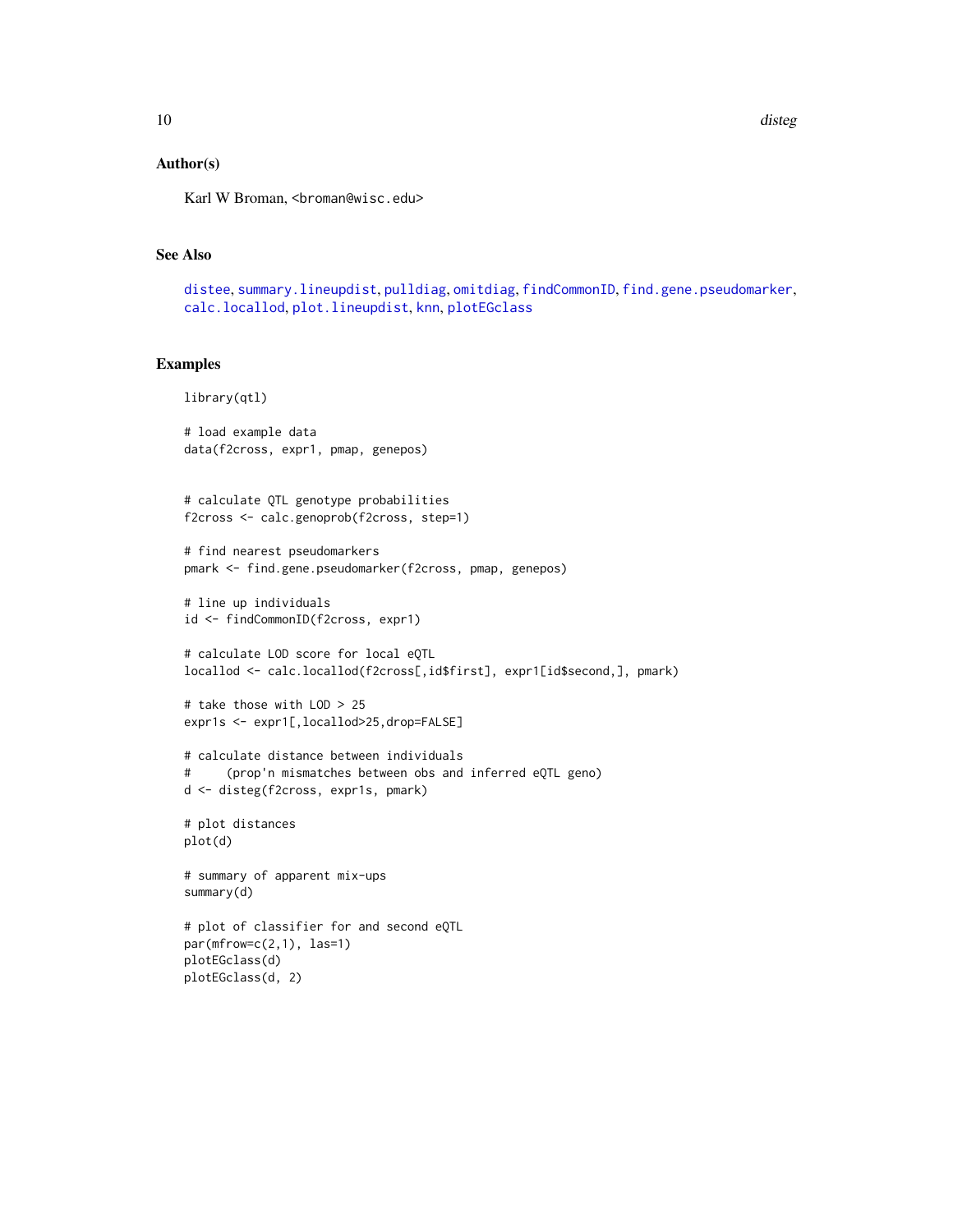## Author(s)

Karl W Broman, <broman@wisc.edu>

## See Also

distee, summary.lineupdist, pulldiag, omitdiag, findCommonID, find.gene.pseudomarker, calc.locallod, plot.lineupdist, knn, plotEGclass

## Examples

```
library(qtl)

# load example data
data(f2cross, expr1, pmap, genepos)


# calculate QTL genotype probabilities
f2cross <- calc.genoprob(f2cross, step=1)

# find nearest pseudomarkers
pmark <- find.gene.pseudomarker(f2cross, pmap, genepos)

# line up individuals
id <- findCommonID(f2cross, expr1)

# calculate LOD score for local eQTL
locallod <- calc.locallod(f2cross[,id$first], expr1[id$second,], pmark)

# take those with LOD > 25
expr1s <- expr1[,locallod>25,drop=FALSE]

# calculate distance between individuals
#     (prop'n mismatches between obs and inferred eQTL geno)
d <- disteg(f2cross, expr1s, pmark)

# plot distances
plot(d)

# summary of apparent mix-ups
summary(d)

# plot of classifier for and second eQTL
par(mfrow=c(2,1), las=1)
plotEGclass(d)
plotEGclass(d, 2)
```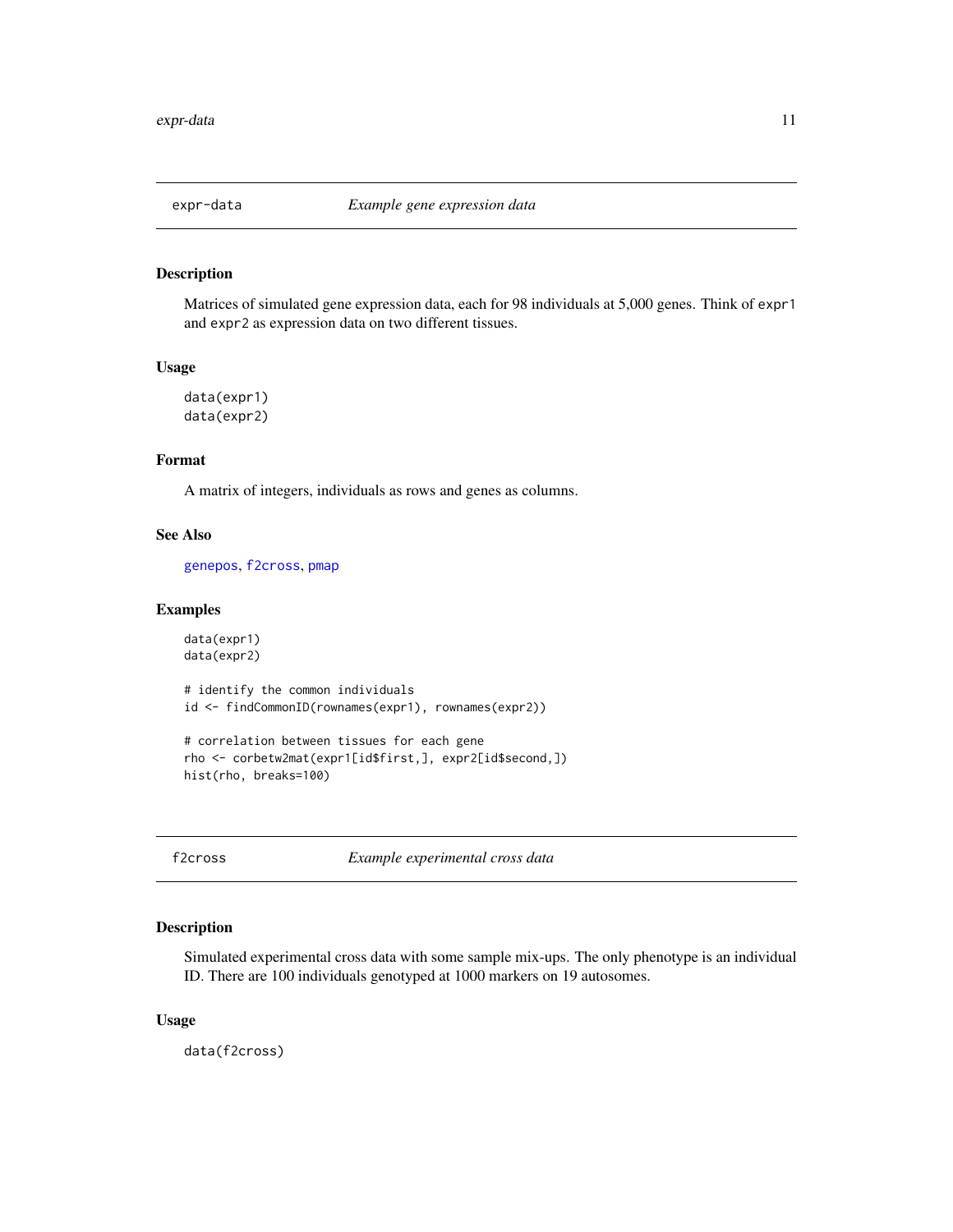## expr-data — *Example gene expression data*

### Description

Matrices of simulated gene expression data, each for 98 individuals at 5,000 genes. Think of `expr1` and `expr2` as expression data on two different tissues.

### Usage

```
data(expr1)
data(expr2)
```

### Format

A matrix of integers, individuals as rows and genes as columns.

### See Also

`genepos`, `f2cross`, `pmap`

### Examples

```
data(expr1)
data(expr2)

# identify the common individuals
id <- findCommonID(rownames(expr1), rownames(expr2))

# correlation between tissues for each gene
rho <- corbetw2mat(expr1[id$first,], expr2[id$second,])
hist(rho, breaks=100)
```

## f2cross — *Example experimental cross data*

### Description

Simulated experimental cross data with some sample mix-ups. The only phenotype is an individual ID. There are 100 individuals genotyped at 1000 markers on 19 autosomes.

### Usage

```
data(f2cross)
```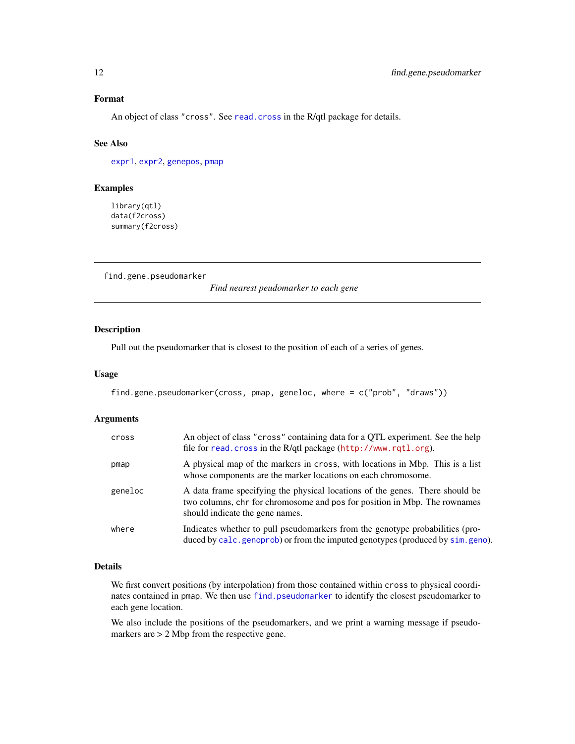### Format

An object of class "cross". See read.cross in the R/qtl package for details.

### See Also

expr1, expr2, genepos, pmap

### Examples

```
library(qtl)
data(f2cross)
summary(f2cross)
```

---

## find.gene.pseudomarker — *Find nearest peudomarker to each gene*

---

### Description

Pull out the pseudomarker that is closest to the position of each of a series of genes.

### Usage

```
find.gene.pseudomarker(cross, pmap, geneloc, where = c("prob", "draws"))
```

### Arguments

| | |
|---|---|
| cross | An object of class "cross" containing data for a QTL experiment. See the help file for read.cross in the R/qtl package (http://www.rqtl.org). |
| pmap | A physical map of the markers in cross, with locations in Mbp. This is a list whose components are the marker locations on each chromosome. |
| geneloc | A data frame specifying the physical locations of the genes. There should be two columns, chr for chromosome and pos for position in Mbp. The rownames should indicate the gene names. |
| where | Indicates whether to pull pseudomarkers from the genotype probabilities (produced by calc.genoprob) or from the imputed genotypes (produced by sim.geno). |

### Details

We first convert positions (by interpolation) from those contained within cross to physical coordinates contained in pmap. We then use find.pseudomarker to identify the closest pseudomarker to each gene location.

We also include the positions of the pseudomarkers, and we print a warning message if pseudomarkers are > 2 Mbp from the respective gene.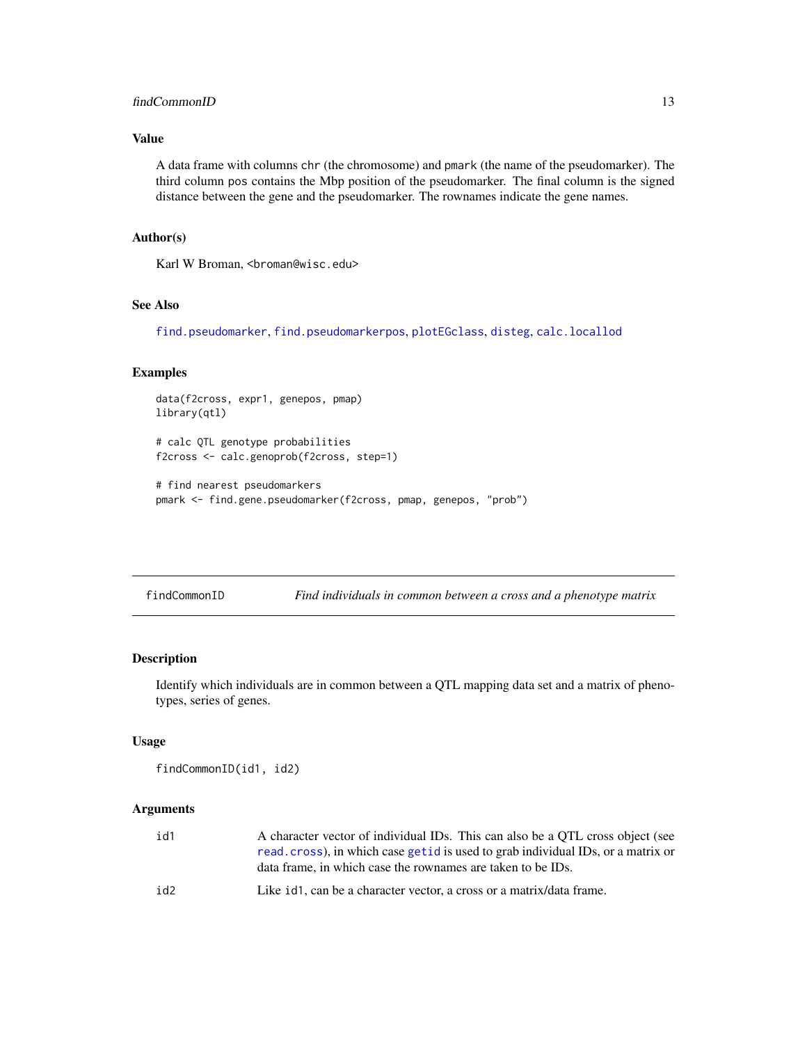## Value

A data frame with columns chr (the chromosome) and pmark (the name of the pseudomarker). The third column pos contains the Mbp position of the pseudomarker. The final column is the signed distance between the gene and the pseudomarker. The rownames indicate the gene names.

## Author(s)

Karl W Broman, <broman@wisc.edu>

## See Also

find.pseudomarker, find.pseudomarkerpos, plotEGclass, disteg, calc.locallod

## Examples

```
data(f2cross, expr1, genepos, pmap)
library(qtl)

# calc QTL genotype probabilities
f2cross <- calc.genoprob(f2cross, step=1)

# find nearest pseudomarkers
pmark <- find.gene.pseudomarker(f2cross, pmap, genepos, "prob")
```

---

# findCommonID — *Find individuals in common between a cross and a phenotype matrix*

## Description

Identify which individuals are in common between a QTL mapping data set and a matrix of phenotypes, series of genes.

## Usage

```
findCommonID(id1, id2)
```

## Arguments

| | |
|---|---|
| id1 | A character vector of individual IDs. This can also be a QTL cross object (see read.cross), in which case getid is used to grab individual IDs, or a matrix or data frame, in which case the rownames are taken to be IDs. |
| id2 | Like id1, can be a character vector, a cross or a matrix/data frame. |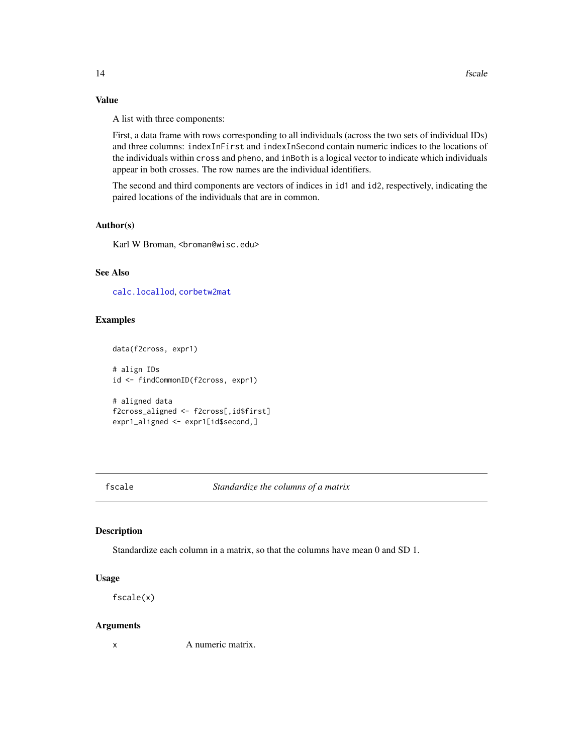### Value

A list with three components:

First, a data frame with rows corresponding to all individuals (across the two sets of individual IDs) and three columns: `indexInFirst` and `indexInSecond` contain numeric indices to the locations of the individuals within `cross` and `pheno`, and `inBoth` is a logical vector to indicate which individuals appear in both crosses. The row names are the individual identifiers.

The second and third components are vectors of indices in `id1` and `id2`, respectively, indicating the paired locations of the individuals that are in common.

### Author(s)

Karl W Broman, <broman@wisc.edu>

### See Also

`calc.locallod`, `corbetw2mat`

### Examples

```
data(f2cross, expr1)

# align IDs
id <- findCommonID(f2cross, expr1)

# aligned data
f2cross_aligned <- f2cross[,id$first]
expr1_aligned <- expr1[id$second,]
```

---

## fscale — *Standardize the columns of a matrix*

### Description

Standardize each column in a matrix, so that the columns have mean 0 and SD 1.

### Usage

```
fscale(x)
```

### Arguments

| | |
|---|---|
| x | A numeric matrix. |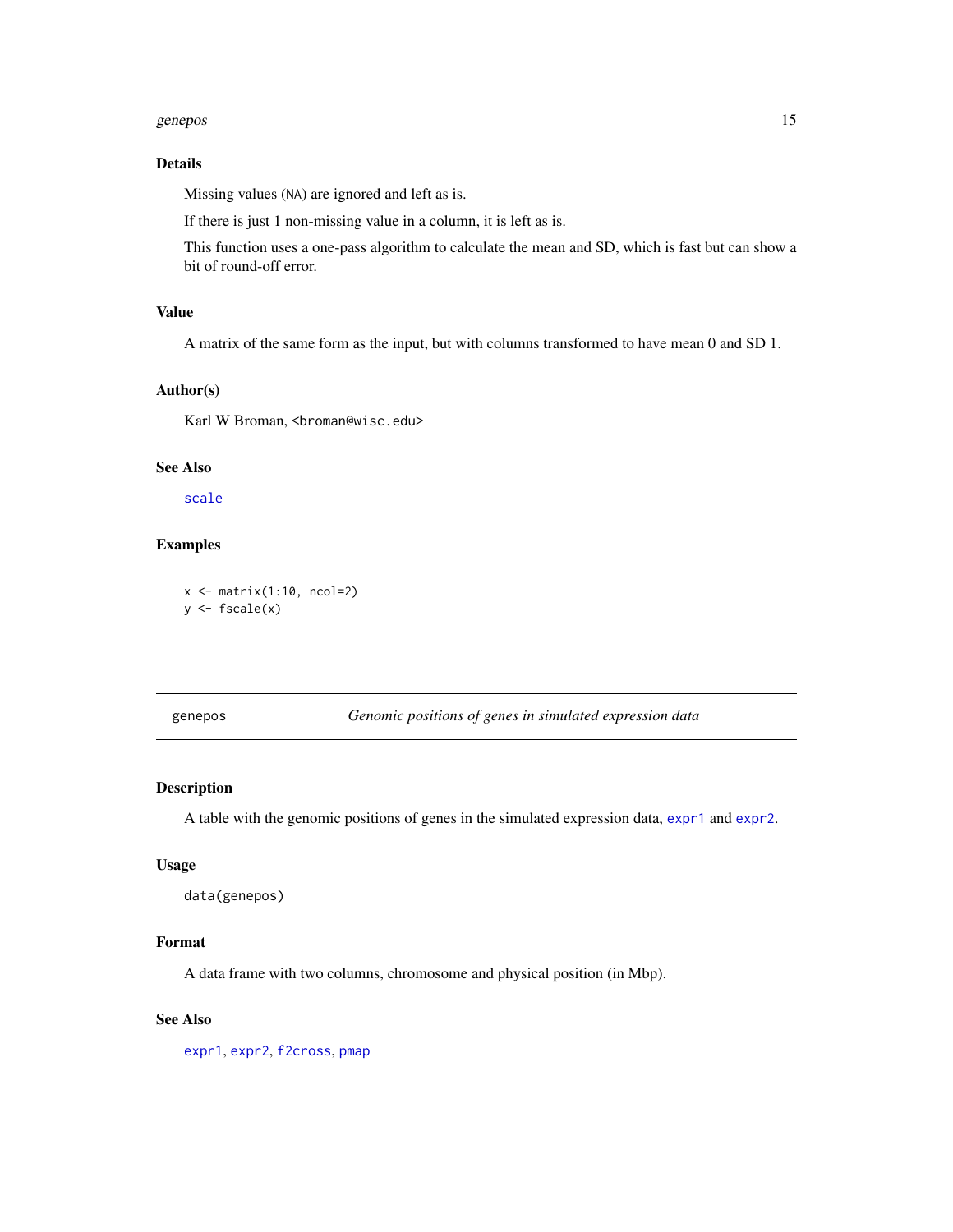### Details

Missing values (NA) are ignored and left as is.

If there is just 1 non-missing value in a column, it is left as is.

This function uses a one-pass algorithm to calculate the mean and SD, which is fast but can show a bit of round-off error.

### Value

A matrix of the same form as the input, but with columns transformed to have mean 0 and SD 1.

### Author(s)

Karl W Broman, <broman@wisc.edu>

### See Also

scale

### Examples

```
x <- matrix(1:10, ncol=2)
y <- fscale(x)
```

---

## genepos — *Genomic positions of genes in simulated expression data*

### Description

A table with the genomic positions of genes in the simulated expression data, expr1 and expr2.

### Usage

```
data(genepos)
```

### Format

A data frame with two columns, chromosome and physical position (in Mbp).

### See Also

expr1, expr2, f2cross, pmap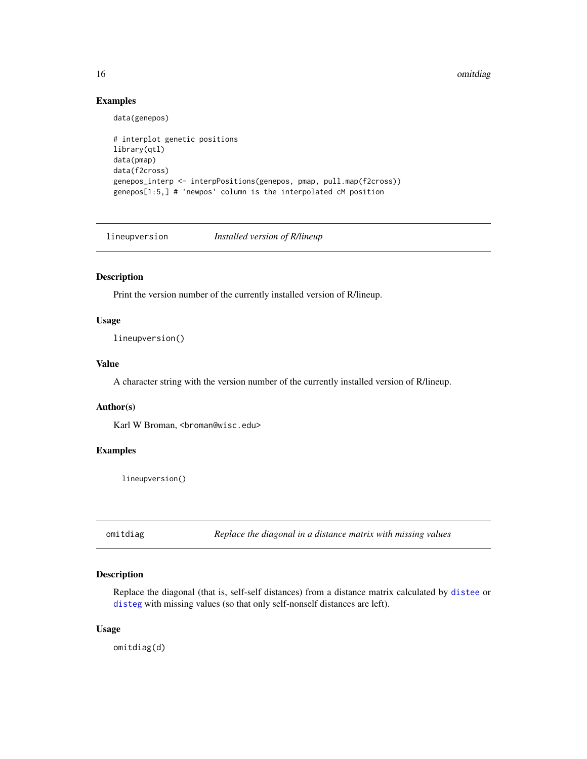### Examples

```
data(genepos)

# interplot genetic positions
library(qtl)
data(pmap)
data(f2cross)
genepos_interp <- interpPositions(genepos, pmap, pull.map(f2cross))
genepos[1:5,] # 'newpos' column is the interpolated cM position
```

## lineupversion *Installed version of R/lineup*

### Description

Print the version number of the currently installed version of R/lineup.

### Usage

```
lineupversion()
```

### Value

A character string with the version number of the currently installed version of R/lineup.

### Author(s)

Karl W Broman, <broman@wisc.edu>

### Examples

```
lineupversion()
```

## omitdiag *Replace the diagonal in a distance matrix with missing values*

### Description

Replace the diagonal (that is, self-self distances) from a distance matrix calculated by distee or disteg with missing values (so that only self-nonself distances are left).

### Usage

```
omitdiag(d)
```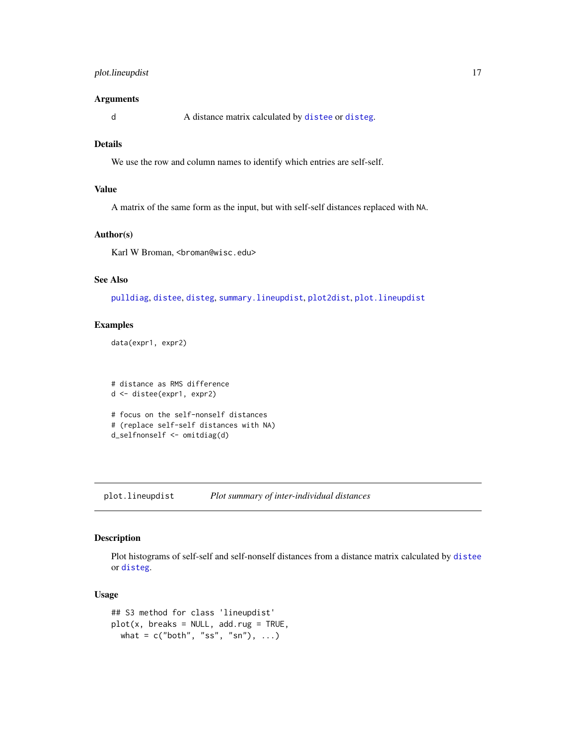### Arguments

| | |
|---|---|
| d | A distance matrix calculated by `distee` or `disteg`. |

### Details

We use the row and column names to identify which entries are self-self.

### Value

A matrix of the same form as the input, but with self-self distances replaced with `NA`.

### Author(s)

Karl W Broman, <broman@wisc.edu>

### See Also

`pulldiag`, `distee`, `disteg`, `summary.lineupdist`, `plot2dist`, `plot.lineupdist`

### Examples

```
data(expr1, expr2)



# distance as RMS difference
d <- distee(expr1, expr2)

# focus on the self-nonself distances
# (replace self-self distances with NA)
d_selfnonself <- omitdiag(d)
```

---

## plot.lineupdist — *Plot summary of inter-individual distances*

### Description

Plot histograms of self-self and self-nonself distances from a distance matrix calculated by `distee` or `disteg`.

### Usage

```
## S3 method for class 'lineupdist'
plot(x, breaks = NULL, add.rug = TRUE,
  what = c("both", "ss", "sn"), ...)
```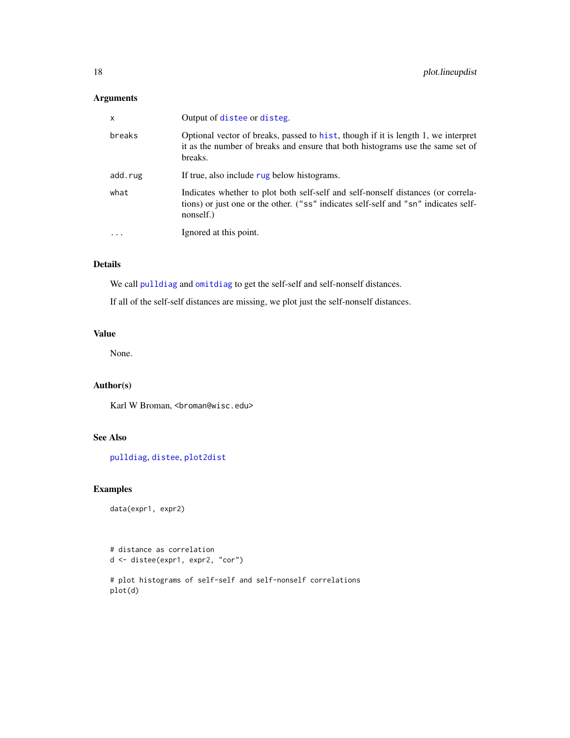## Arguments

| | |
|---|---|
| x | Output of distee or disteg. |
| breaks | Optional vector of breaks, passed to hist, though if it is length 1, we interpret it as the number of breaks and ensure that both histograms use the same set of breaks. |
| add.rug | If true, also include rug below histograms. |
| what | Indicates whether to plot both self-self and self-nonself distances (or correlations) or just one or the other. ("ss" indicates self-self and "sn" indicates self-nonself.) |
| ... | Ignored at this point. |

## Details

We call pulldiag and omitdiag to get the self-self and self-nonself distances.

If all of the self-self distances are missing, we plot just the self-nonself distances.

## Value

None.

## Author(s)

Karl W Broman, <broman@wisc.edu>

## See Also

pulldiag, distee, plot2dist

## Examples

```
data(expr1, expr2)



# distance as correlation
d <- distee(expr1, expr2, "cor")

# plot histograms of self-self and self-nonself correlations
plot(d)
```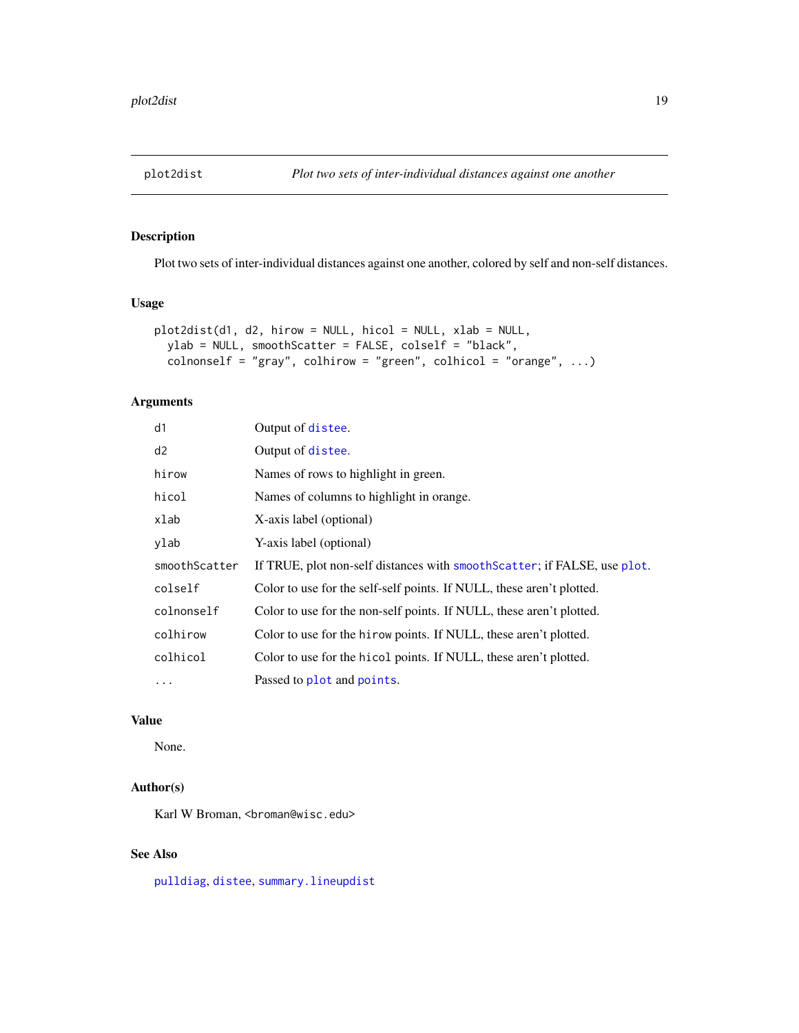## plot2dist — *Plot two sets of inter-individual distances against one another*

### Description

Plot two sets of inter-individual distances against one another, colored by self and non-self distances.

### Usage

```
plot2dist(d1, d2, hirow = NULL, hicol = NULL, xlab = NULL,
  ylab = NULL, smoothScatter = FALSE, colself = "black",
  colnonself = "gray", colhirow = "green", colhicol = "orange", ...)
```

### Arguments

| | |
|---|---|
| d1 | Output of distee. |
| d2 | Output of distee. |
| hirow | Names of rows to highlight in green. |
| hicol | Names of columns to highlight in orange. |
| xlab | X-axis label (optional) |
| ylab | Y-axis label (optional) |
| smoothScatter | If TRUE, plot non-self distances with smoothScatter; if FALSE, use plot. |
| colself | Color to use for the self-self points. If NULL, these aren't plotted. |
| colnonself | Color to use for the non-self points. If NULL, these aren't plotted. |
| colhirow | Color to use for the hirow points. If NULL, these aren't plotted. |
| colhicol | Color to use for the hicol points. If NULL, these aren't plotted. |
| ... | Passed to plot and points. |

### Value

None.

### Author(s)

Karl W Broman, <broman@wisc.edu>

### See Also

pulldiag, distee, summary.lineupdist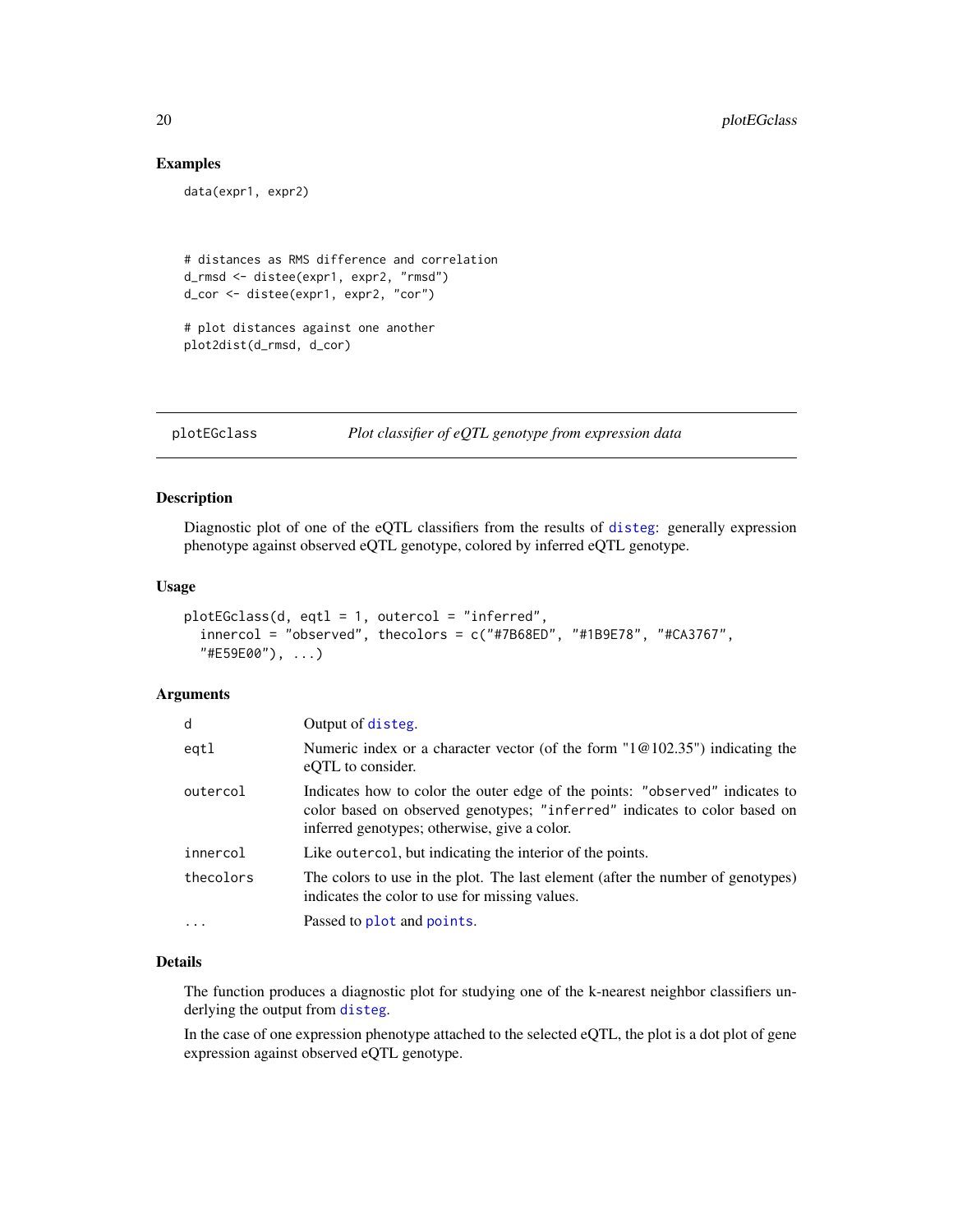### Examples

```
data(expr1, expr2)



# distances as RMS difference and correlation
d_rmsd <- distee(expr1, expr2, "rmsd")
d_cor <- distee(expr1, expr2, "cor")

# plot distances against one another
plot2dist(d_rmsd, d_cor)
```

---

## plotEGclass — *Plot classifier of eQTL genotype from expression data*

### Description

Diagnostic plot of one of the eQTL classifiers from the results of disteg: generally expression phenotype against observed eQTL genotype, colored by inferred eQTL genotype.

### Usage

```
plotEGclass(d, eqtl = 1, outercol = "inferred",
  innercol = "observed", thecolors = c("#7B68ED", "#1B9E78", "#CA3767",
  "#E59E00"), ...)
```

### Arguments

| | |
|---|---|
| d | Output of disteg. |
| eqtl | Numeric index or a character vector (of the form "1@102.35") indicating the eQTL to consider. |
| outercol | Indicates how to color the outer edge of the points: "observed" indicates to color based on observed genotypes; "inferred" indicates to color based on inferred genotypes; otherwise, give a color. |
| innercol | Like outercol, but indicating the interior of the points. |
| thecolors | The colors to use in the plot. The last element (after the number of genotypes) indicates the color to use for missing values. |
| ... | Passed to plot and points. |

### Details

The function produces a diagnostic plot for studying one of the k-nearest neighbor classifiers underlying the output from disteg.

In the case of one expression phenotype attached to the selected eQTL, the plot is a dot plot of gene expression against observed eQTL genotype.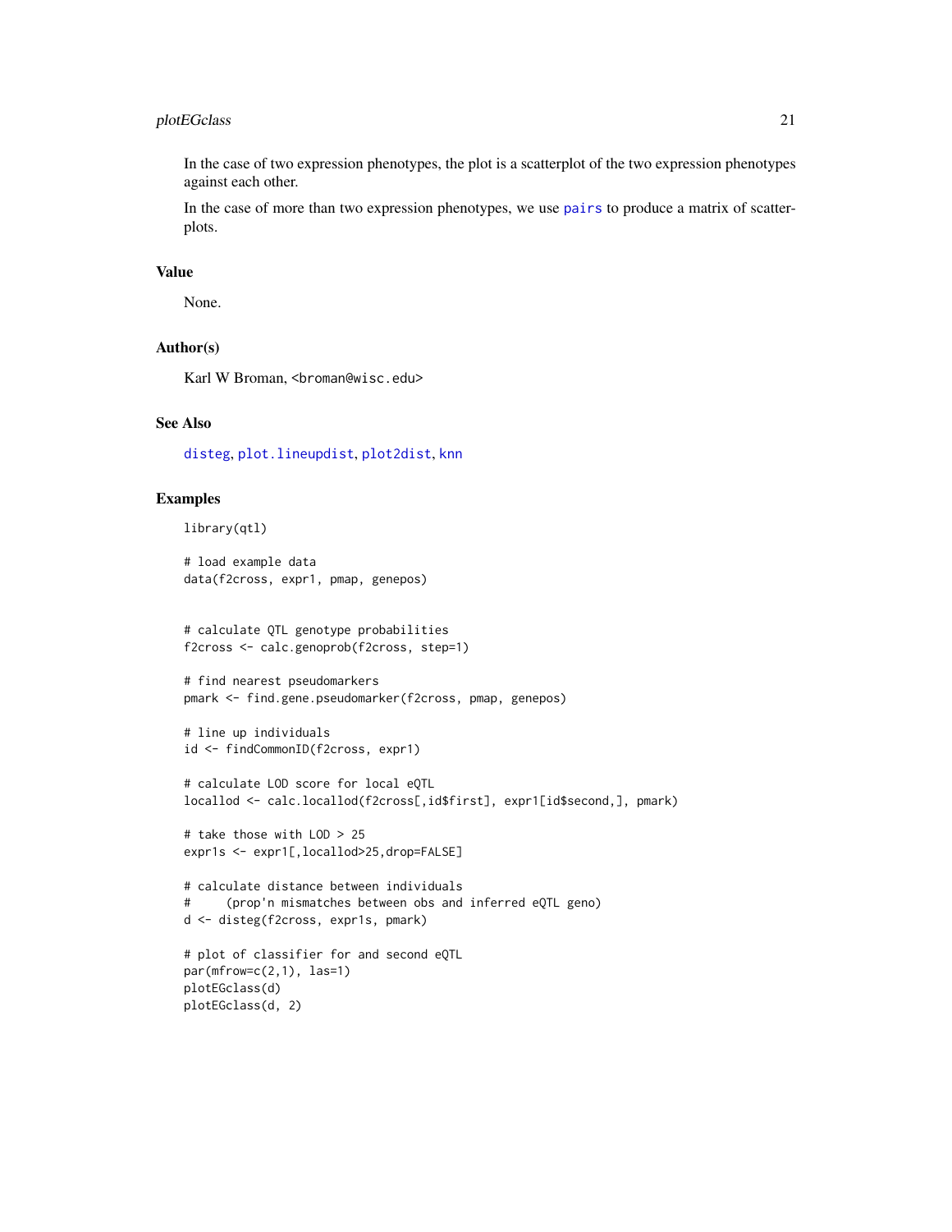In the case of two expression phenotypes, the plot is a scatterplot of the two expression phenotypes against each other.

In the case of more than two expression phenotypes, we use pairs to produce a matrix of scatterplots.

## Value

None.

## Author(s)

Karl W Broman, <broman@wisc.edu>

## See Also

disteg, plot.lineupdist, plot2dist, knn

## Examples

```
library(qtl)

# load example data
data(f2cross, expr1, pmap, genepos)


# calculate QTL genotype probabilities
f2cross <- calc.genoprob(f2cross, step=1)

# find nearest pseudomarkers
pmark <- find.gene.pseudomarker(f2cross, pmap, genepos)

# line up individuals
id <- findCommonID(f2cross, expr1)

# calculate LOD score for local eQTL
locallod <- calc.locallod(f2cross[,id$first], expr1[id$second,], pmark)

# take those with LOD > 25
expr1s <- expr1[,locallod>25,drop=FALSE]

# calculate distance between individuals
#     (prop'n mismatches between obs and inferred eQTL geno)
d <- disteg(f2cross, expr1s, pmark)

# plot of classifier for and second eQTL
par(mfrow=c(2,1), las=1)
plotEGclass(d)
plotEGclass(d, 2)
```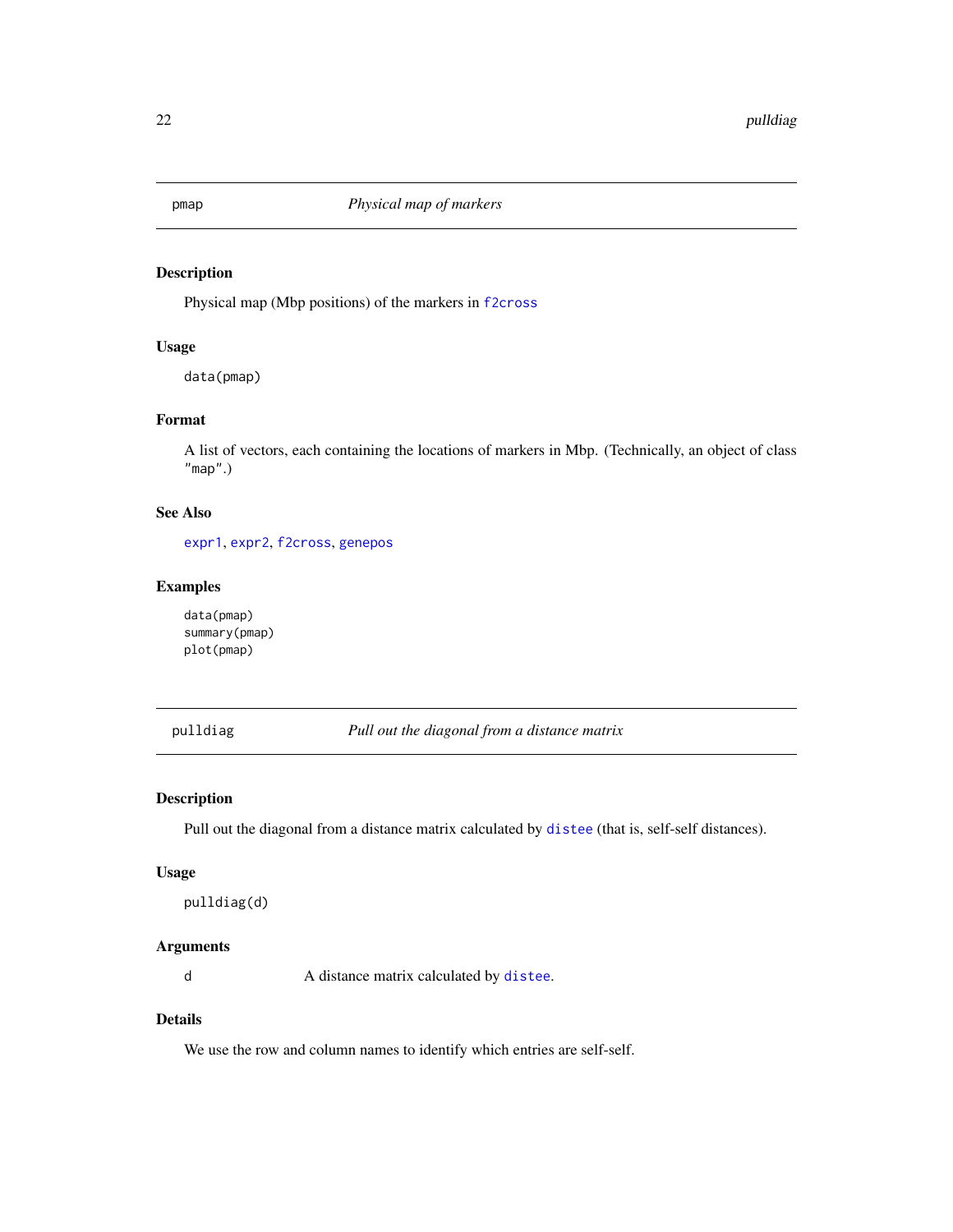## pmap — *Physical map of markers*

### Description

Physical map (Mbp positions) of the markers in `f2cross`

### Usage

```
data(pmap)
```

### Format

A list of vectors, each containing the locations of markers in Mbp. (Technically, an object of class `"map"`.)

### See Also

`expr1`, `expr2`, `f2cross`, `genepos`

### Examples

```
data(pmap)
summary(pmap)
plot(pmap)
```

## pulldiag — *Pull out the diagonal from a distance matrix*

### Description

Pull out the diagonal from a distance matrix calculated by `distee` (that is, self-self distances).

### Usage

```
pulldiag(d)
```

### Arguments

| | |
|---|---|
| `d` | A distance matrix calculated by `distee`. |

### Details

We use the row and column names to identify which entries are self-self.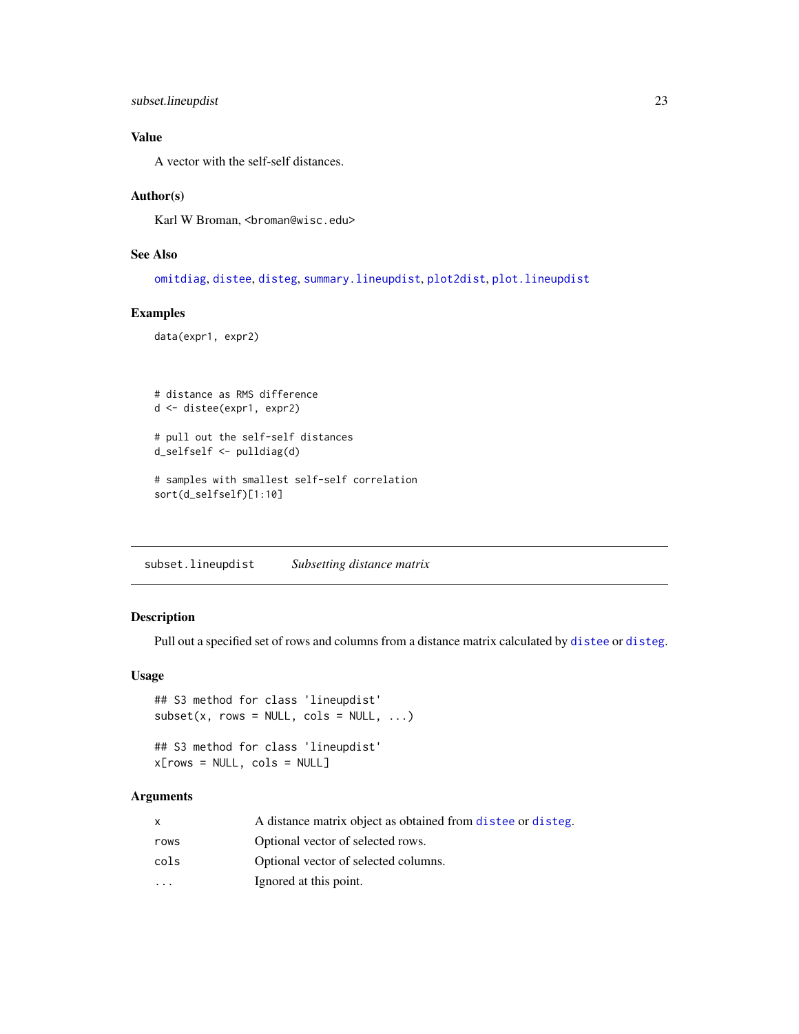### Value

A vector with the self-self distances.

### Author(s)

Karl W Broman, <broman@wisc.edu>

### See Also

omitdiag, distee, disteg, summary.lineupdist, plot2dist, plot.lineupdist

### Examples

```
data(expr1, expr2)



# distance as RMS difference
d <- distee(expr1, expr2)

# pull out the self-self distances
d_selfself <- pulldiag(d)

# samples with smallest self-self correlation
sort(d_selfself)[1:10]
```

---

## subset.lineupdist — *Subsetting distance matrix*

### Description

Pull out a specified set of rows and columns from a distance matrix calculated by distee or disteg.

### Usage

```
## S3 method for class 'lineupdist'
subset(x, rows = NULL, cols = NULL, ...)

## S3 method for class 'lineupdist'
x[rows = NULL, cols = NULL]
```

### Arguments

| | |
|---|---|
| `x` | A distance matrix object as obtained from distee or disteg. |
| `rows` | Optional vector of selected rows. |
| `cols` | Optional vector of selected columns. |
| `...` | Ignored at this point. |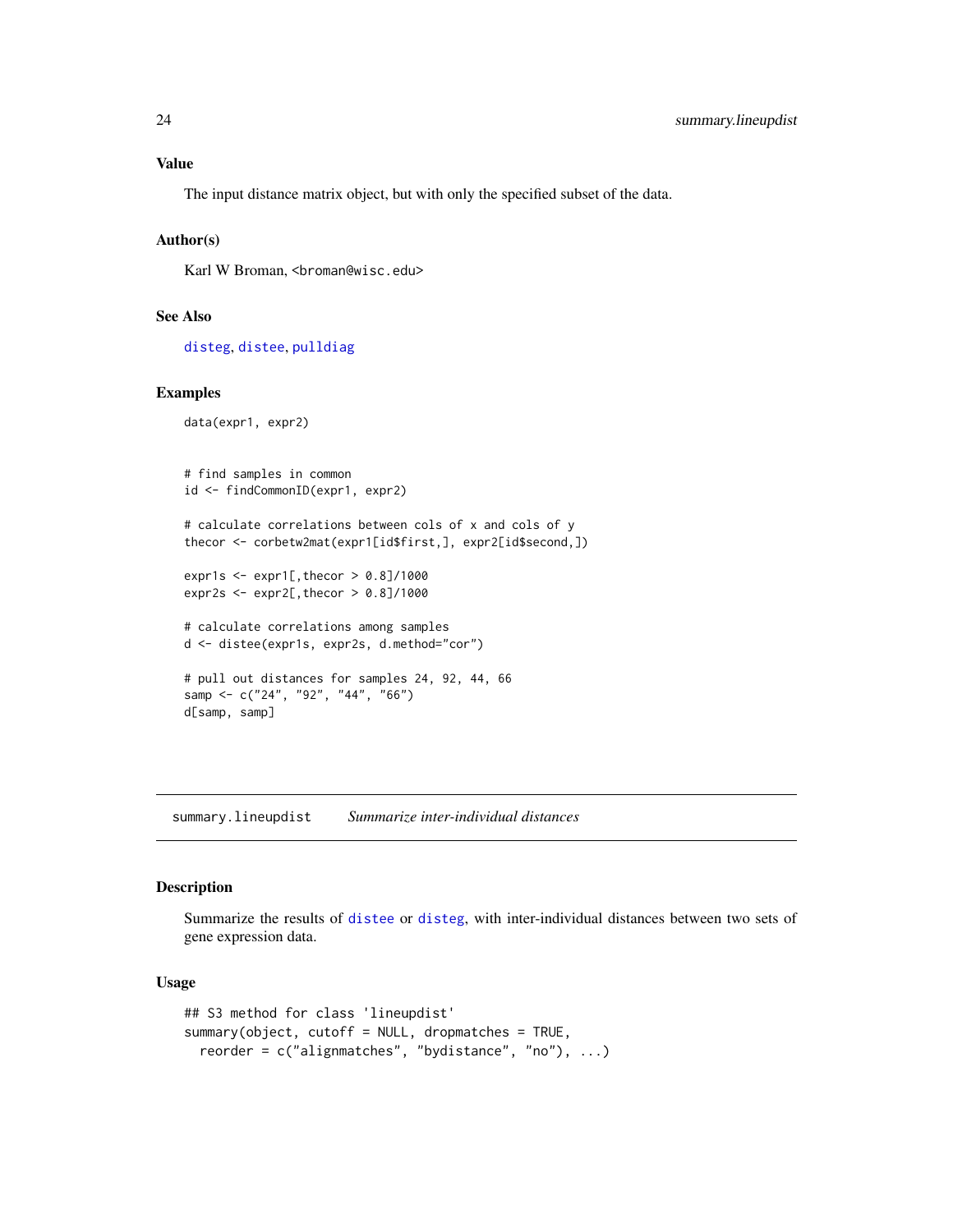### Value

The input distance matrix object, but with only the specified subset of the data.

### Author(s)

Karl W Broman, <broman@wisc.edu>

### See Also

disteg, distee, pulldiag

### Examples

```
data(expr1, expr2)


# find samples in common
id <- findCommonID(expr1, expr2)

# calculate correlations between cols of x and cols of y
thecor <- corbetw2mat(expr1[id$first,], expr2[id$second,])

expr1s <- expr1[,thecor > 0.8]/1000
expr2s <- expr2[,thecor > 0.8]/1000

# calculate correlations among samples
d <- distee(expr1s, expr2s, d.method="cor")

# pull out distances for samples 24, 92, 44, 66
samp <- c("24", "92", "44", "66")
d[samp, samp]
```

---

## summary.lineupdist — *Summarize inter-individual distances*

### Description

Summarize the results of distee or disteg, with inter-individual distances between two sets of gene expression data.

### Usage

```
## S3 method for class 'lineupdist'
summary(object, cutoff = NULL, dropmatches = TRUE,
  reorder = c("alignmatches", "bydistance", "no"), ...)
```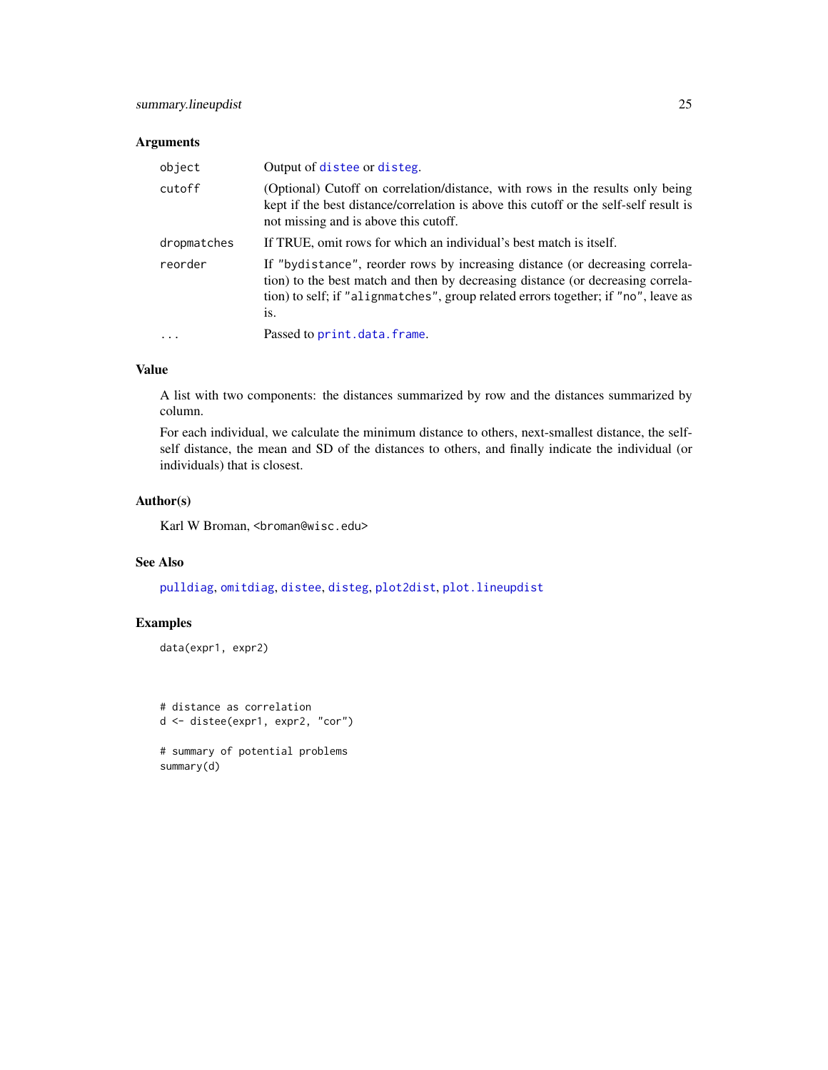## Arguments

| | |
|---|---|
| `object` | Output of `distee` or `disteg`. |
| `cutoff` | (Optional) Cutoff on correlation/distance, with rows in the results only being kept if the best distance/correlation is above this cutoff or the self-self result is not missing and is above this cutoff. |
| `dropmatches` | If TRUE, omit rows for which an individual's best match is itself. |
| `reorder` | If `"bydistance"`, reorder rows by increasing distance (or decreasing correlation) to the best match and then by decreasing distance (or decreasing correlation) to self; if `"alignmatches"`, group related errors together; if `"no"`, leave as is. |
| `...` | Passed to `print.data.frame`. |

## Value

A list with two components: the distances summarized by row and the distances summarized by column.

For each individual, we calculate the minimum distance to others, next-smallest distance, the self-self distance, the mean and SD of the distances to others, and finally indicate the individual (or individuals) that is closest.

## Author(s)

Karl W Broman, <broman@wisc.edu>

## See Also

`pulldiag`, `omitdiag`, `distee`, `disteg`, `plot2dist`, `plot.lineupdist`

## Examples

```
data(expr1, expr2)



# distance as correlation
d <- distee(expr1, expr2, "cor")

# summary of potential problems
summary(d)
```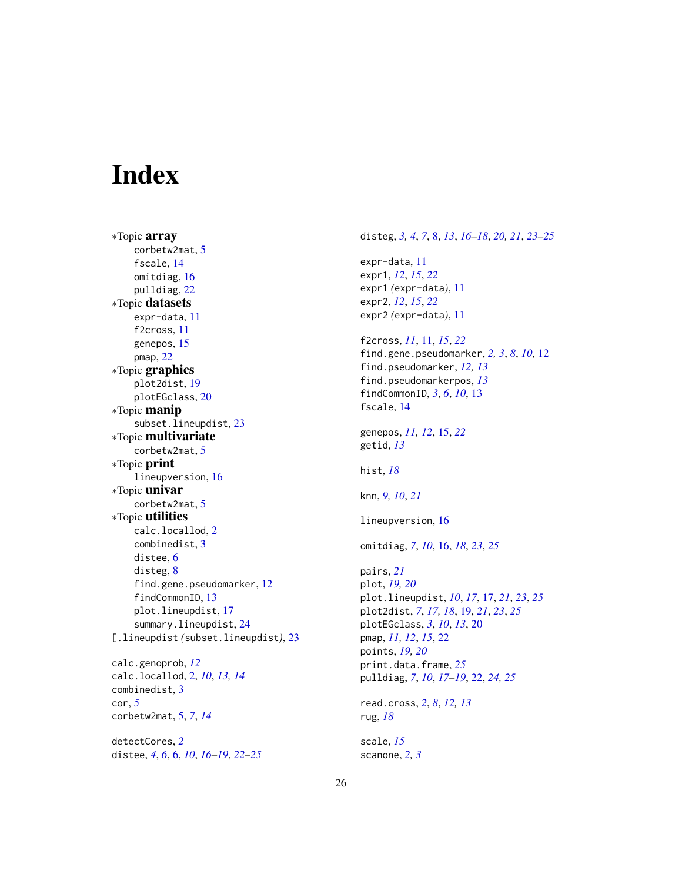# Index

*Topic **array**
- corbetw2mat, 5
- fscale, 14
- omitdiag, 16
- pulldiag, 22

*Topic **datasets**
- expr-data, 11
- f2cross, 11
- genepos, 15
- pmap, 22

*Topic **graphics**
- plot2dist, 19
- plotEGclass, 20

*Topic **manip**
- subset.lineupdist, 23

*Topic **multivariate**
- corbetw2mat, 5

*Topic **print**
- lineupversion, 16

*Topic **univar**
- corbetw2mat, 5

*Topic **utilities**
- calc.locallod, 2
- combinedist, 3
- distee, 6
- disteg, 8
- find.gene.pseudomarker, 12
- findCommonID, 13
- plot.lineupdist, 17
- summary.lineupdist, 24

[.lineupdist *(subset.lineupdist)*, 23

calc.genoprob, *12*
calc.locallod, 2, *10*, *13, 14*
combinedist, 3
cor, *5*
corbetw2mat, 5, *7*, *14*

detectCores, *2*
distee, *4*, *6*, 6, *10*, *16–19*, *22–25*
disteg, *3, 4*, *7*, 8, *13*, *16–18*, *20, 21*, *23–25*

expr-data, 11
expr1, *12*, *15*, *22*
expr1 *(expr-data)*, 11
expr2, *12*, *15*, *22*
expr2 *(expr-data)*, 11

f2cross, *11*, 11, *15*, *22*
find.gene.pseudomarker, *2, 3*, *8*, *10*, 12
find.pseudomarker, *12, 13*
find.pseudomarkerpos, *13*
findCommonID, *3*, *6*, *10*, 13
fscale, 14

genepos, *11, 12*, 15, *22*
getid, *13*

hist, *18*

knn, *9, 10*, *21*

lineupversion, 16

omitdiag, *7*, *10*, 16, *18*, *23*, *25*

pairs, *21*
plot, *19, 20*
plot.lineupdist, *10*, *17*, 17, *21*, *23*, *25*
plot2dist, *7*, *17, 18*, 19, *21*, *23*, *25*
plotEGclass, *3*, *10*, *13*, 20
pmap, *11, 12*, *15*, 22
points, *19, 20*
print.data.frame, *25*
pulldiag, *7*, *10*, *17–19*, 22, *24, 25*

read.cross, *2*, *8*, *12, 13*
rug, *18*

scale, *15*
scanone, *2, 3*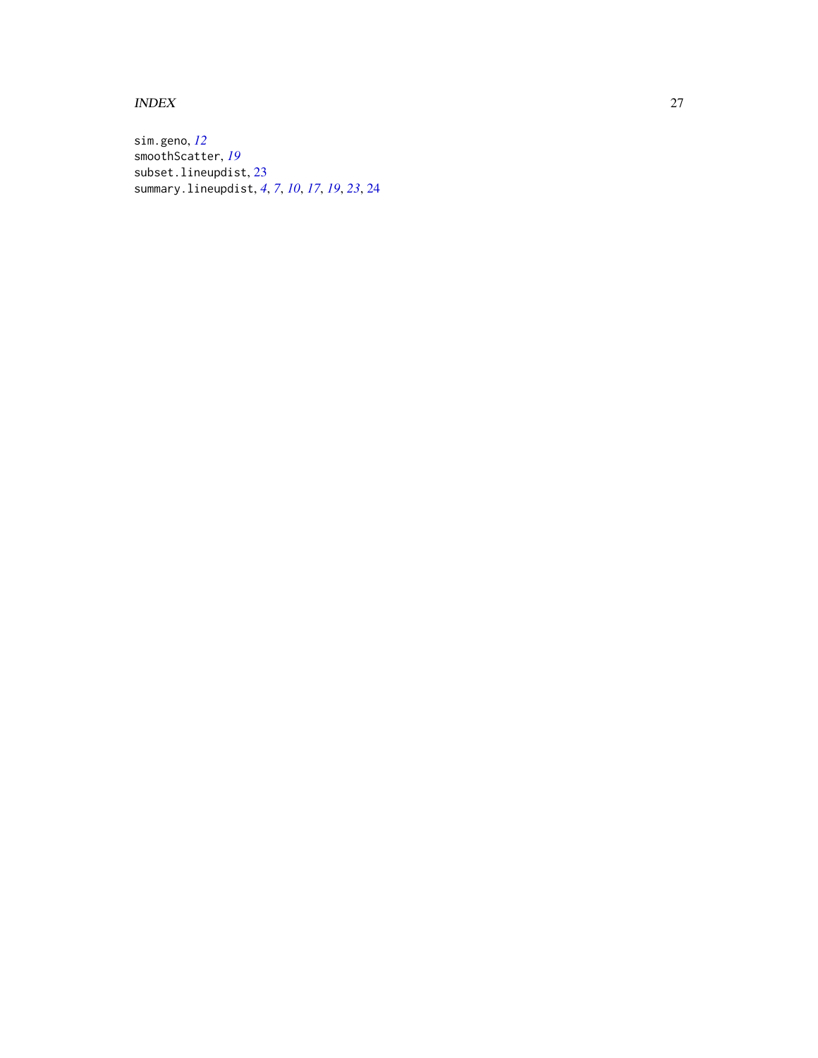sim.geno, *12*
smoothScatter, *19*
subset.lineupdist, 23
summary.lineupdist, *4*, *7*, *10*, *17*, *19*, *23*, 24